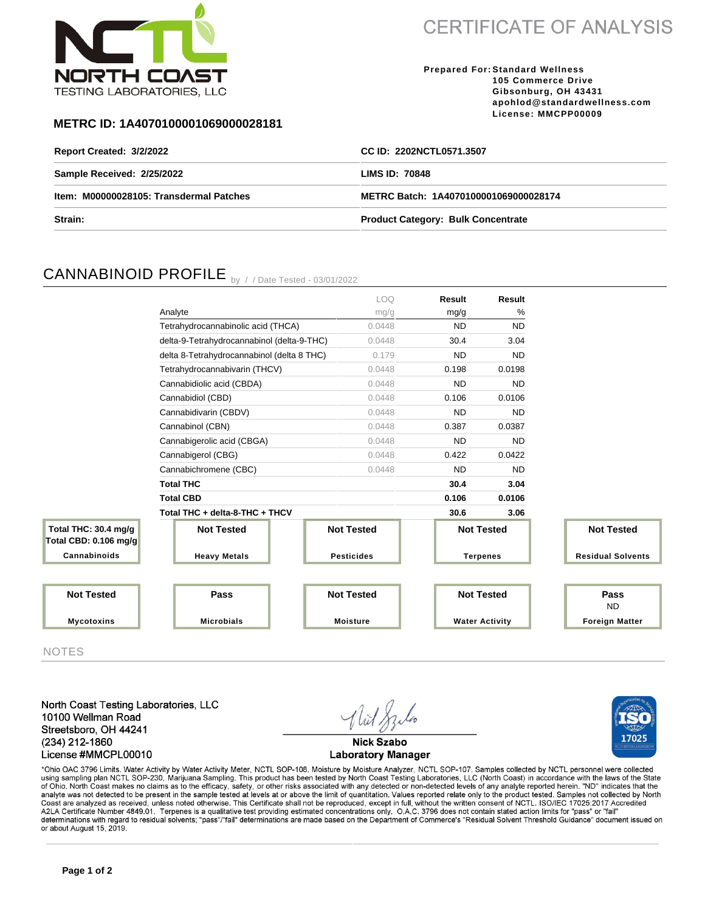NORTH COAST TESTING LABORATORIES, LLC

# CERTIFICATE OF ANALYSIS

**Prepared For:** Standard Wellness
105 Commerce Drive
Gibsonburg, OH 43431
apohlod@standardwellness.com
License: MMCPP00009

## METRC ID: 1A4070100001069000028181

| | |
|---|---|
| **Report Created: 3/2/2022** | **CC ID: 2202NCTL0571.3507** |
| **Sample Received: 2/25/2022** | **LIMS ID: 70848** |
| **Item: M00000028105: Transdermal Patches** | **METRC Batch: 1A4070100001069000028174** |
| **Strain:** | **Product Category: Bulk Concentrate** |

## CANNABINOID PROFILE

by / / Date Tested - 03/01/2022

| Analyte | LOQ mg/g | Result mg/g | Result % |
|---|---|---|---|
| Tetrahydrocannabinolic acid (THCA) | 0.0448 | ND | ND |
| delta-9-Tetrahydrocannabinol (delta-9-THC) | 0.0448 | 30.4 | 3.04 |
| delta 8-Tetrahydrocannabinol (delta 8 THC) | 0.179 | ND | ND |
| Tetrahydrocannabivarin (THCV) | 0.0448 | 0.198 | 0.0198 |
| Cannabidiolic acid (CBDA) | 0.0448 | ND | ND |
| Cannabidiol (CBD) | 0.0448 | 0.106 | 0.0106 |
| Cannabidivarin (CBDV) | 0.0448 | ND | ND |
| Cannabinol (CBN) | 0.0448 | 0.387 | 0.0387 |
| Cannabigerolic acid (CBGA) | 0.0448 | ND | ND |
| Cannabigerol (CBG) | 0.0448 | 0.422 | 0.0422 |
| Cannabichromene (CBC) | 0.0448 | ND | ND |
| **Total THC** | | **30.4** | **3.04** |
| **Total CBD** | | **0.106** | **0.0106** |
| **Total THC + delta-8-THC + THCV** | | **30.6** | **3.06** |

| Test | Result |
|---|---|
| **Cannabinoids** | Total THC: 30.4 mg/g; Total CBD: 0.106 mg/g |
| **Heavy Metals** | Not Tested |
| **Pesticides** | Not Tested |
| **Terpenes** | Not Tested |
| **Residual Solvents** | Not Tested |
| **Mycotoxins** | Not Tested |
| **Microbials** | Pass |
| **Moisture** | Not Tested |
| **Water Activity** | Not Tested |
| **Foreign Matter** | Pass (ND) |

## NOTES

North Coast Testing Laboratories, LLC
10100 Wellman Road
Streetsboro, OH 44241
(234) 212-1860
License #MMCPL00010

Nick Szabo
Laboratory Manager

*Ohio OAC 3796 Limits. Water Activity by Water Activity Meter, NCTL SOP-108. Moisture by Moisture Analyzer, NCTL SOP-107. Samples collected by NCTL personnel were collected using sampling plan NCTL SOP-230, Marijuana Sampling. This product has been tested by North Coast Testing Laboratories, LLC (North Coast) in accordance with the laws of the State of Ohio. North Coast makes no claims as to the efficacy, safety, or other risks associated with any detected or non-detected levels of any analyte reported herein. "ND" indicates that the analyte was not detected to be present in the sample tested at levels at or above the limit of quantitation. Values reported relate only to the product tested. Samples not collected by North Coast are analyzed as received, unless noted otherwise. This Certificate shall not be reproduced, except in full, without the written consent of NCTL. ISO/IEC 17025:2017 Accredited A2LA Certificate Number 4849.01. Terpenes is a qualitative test providing estimated concentrations only. O.A.C. 3796 does not contain stated action limits for "pass" or "fail" determinations with regard to residual solvents; "pass"/"fail" determinations are made based on the Department of Commerce's "Residual Solvent Threshold Guidance" document issued on or about August 15, 2019.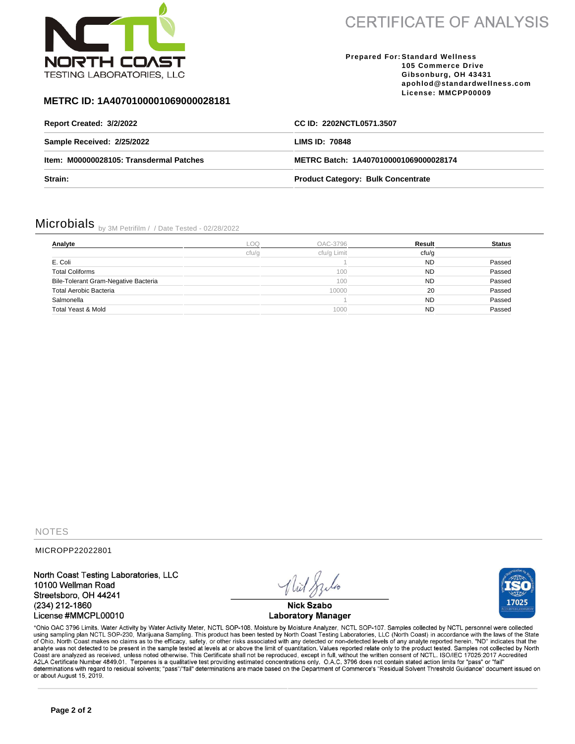# CERTIFICATE OF ANALYSIS

NORTH COAST TESTING LABORATORIES, LLC

**Prepared For:** **Standard Wellness**
**105 Commerce Drive**
**Gibsonburg, OH 43431**
**apohlod@standardwellness.com**
**License: MMCPP00009**

**METRC ID: 1A4070100001069000028181**

| | |
|---|---|
| **Report Created: 3/2/2022** | **CC ID: 2202NCTL0571.3507** |
| **Sample Received: 2/25/2022** | **LIMS ID: 70848** |
| **Item: M00000028105: Transdermal Patches** | **METRC Batch: 1A4070100001069000028174** |
| **Strain:** | **Product Category: Bulk Concentrate** |

## Microbials by 3M Petrifilm / / Date Tested - 02/28/2022

| Analyte | LOQ | OAC-3796 | Result | Status |
|---|---|---|---|---|
| | cfu/g | cfu/g Limit | cfu/g | |
| E. Coli | | 1 | ND | Passed |
| Total Coliforms | | 100 | ND | Passed |
| Bile-Tolerant Gram-Negative Bacteria | | 100 | ND | Passed |
| Total Aerobic Bacteria | | 10000 | 20 | Passed |
| Salmonella | | 1 | ND | Passed |
| Total Yeast & Mold | | 1000 | ND | Passed |

## NOTES

MICROPP22022801

North Coast Testing Laboratories, LLC
10100 Wellman Road
Streetsboro, OH 44241
(234) 212-1860
License #MMCPL00010

Nick Szabo
Laboratory Manager

*Ohio OAC 3796 Limits. Water Activity by Water Activity Meter, NCTL SOP-108. Moisture by Moisture Analyzer, NCTL SOP-107. Samples collected by NCTL personnel were collected using sampling plan NCTL SOP-230, Marijuana Sampling. This product has been tested by North Coast Testing Laboratories, LLC (North Coast) in accordance with the laws of the State of Ohio. North Coast makes no claims as to the efficacy, safety, or other risks associated with any detected or non-detected levels of any analyte reported herein. "ND" indicates that the analyte was not detected to be present in the sample tested at levels at or above the limit of quantitation. Values reported relate only to the product tested. Samples not collected by North Coast are analyzed as received, unless noted otherwise. This Certificate shall not be reproduced, except in full, without the written consent of NCTL. ISO/IEC 17025:2017 Accredited A2LA Certificate Number 4849.01. Terpenes is a qualitative test providing estimated concentrations only. O.A.C. 3796 does not contain stated action limits for "pass" or "fail" determinations with regard to residual solvents; "pass"/"fail" determinations are made based on the Department of Commerce's "Residual Solvent Threshold Guidance" document issued on or about August 15, 2019.